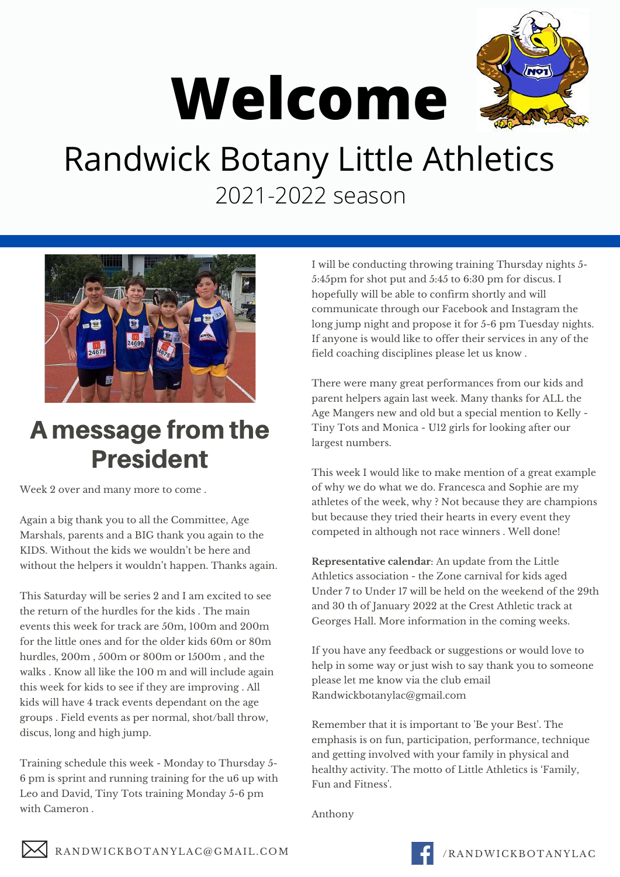# Welcome

## Randwick Botany Little Athletics

2021-2022 season

## A message from the President

Week 2 over and many more to come .

Again a big thank you to all the Committee, Age Marshals, parents and a BIG thank you again to the KIDS. Without the kids we wouldn't be here and without the helpers it wouldn't happen. Thanks again.

This Saturday will be series 2 and I am excited to see the return of the hurdles for the kids . The main events this week for track are 50m, 100m and 200m for the little ones and for the older kids 60m or 80m hurdles, 200m , 500m or 800m or 1500m , and the walks . Know all like the 100 m and will include again this week for kids to see if they are improving . All kids will have 4 track events dependant on the age groups . Field events as per normal, shot/ball throw, discus, long and high jump.

Training schedule this week - Monday to Thursday 5-6 pm is sprint and running training for the u6 up with Leo and David, Tiny Tots training Monday 5-6 pm with Cameron .

I will be conducting throwing training Thursday nights 5-5:45pm for shot put and 5:45 to 6:30 pm for discus. I hopefully will be able to confirm shortly and will communicate through our Facebook and Instagram the long jump night and propose it for 5-6 pm Tuesday nights. If anyone is would like to offer their services in any of the field coaching disciplines please let us know .

There were many great performances from our kids and parent helpers again last week. Many thanks for ALL the Age Mangers new and old but a special mention to Kelly - Tiny Tots and Monica - U12 girls for looking after our largest numbers.

This week I would like to make mention of a great example of why we do what we do. Francesca and Sophie are my athletes of the week, why ? Not because they are champions but because they tried their hearts in every event they competed in although not race winners . Well done!

**Representative calendar**: An update from the Little Athletics association - the Zone carnival for kids aged Under 7 to Under 17 will be held on the weekend of the 29th and 30 th of January 2022 at the Crest Athletic track at Georges Hall. More information in the coming weeks.

If you have any feedback or suggestions or would love to help in some way or just wish to say thank you to someone please let me know via the club email Randwickbotanylac@gmail.com

Remember that it is important to 'Be your Best'. The emphasis is on fun, participation, performance, technique and getting involved with your family in physical and healthy activity. The motto of Little Athletics is 'Family, Fun and Fitness'.

Anthony

RANDWICKBOTANYLAC@GMAIL.COM

/RANDWICKBOTANYLAC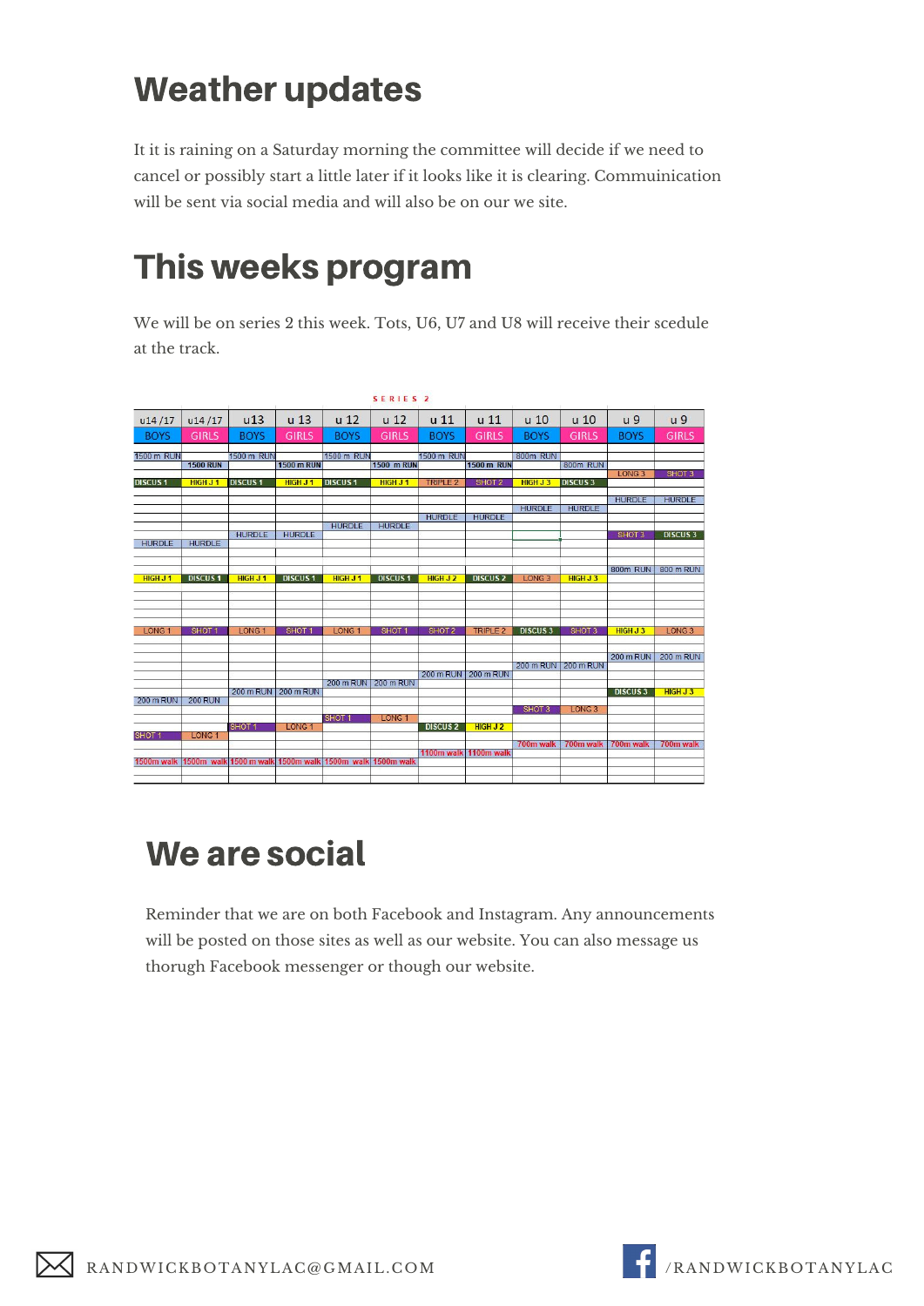## Weather updates

It it is raining on a Saturday morning the committee will decide if we need to cancel or possibly start a little later if it looks like it is clearing. Commuinication will be sent via social media and will also be on our we site.

## This weeks program

We will be on series 2 this week. Tots, U6, U7 and U8 will receive their scedule at the track.

SERIES 2

| u14 /17 | u14 /17 | u13 | u 13 | u 12 | u 12 | u 11 | u 11 | u 10 | u 10 | u 9 | u 9 |
|---|---|---|---|---|---|---|---|---|---|---|---|
| BOYS | GIRLS | BOYS | GIRLS | BOYS | GIRLS | BOYS | GIRLS | BOYS | GIRLS | BOYS | GIRLS |
| 1500 m RUN | | 1500 m RUN | | 1500 m RUN | | 1500 m RUN | | 800m RUN | | | |
| | 1500 RUN | | 1500 m RUN | | 1500 m RUN | | 1500 m RUN | | 800m RUN | | |
| | | | | | | | | | | LONG 3 | SHOT 3 |
| DISCUS 1 | HIGH J 1 | DISCUS 1 | HIGH J 1 | DISCUS 1 | HIGH J 1 | TRIPLE 2 | SHOT 2 | HIGH J 3 | DISCUS 3 | | |
| | | | | | | | | | | HURDLE | HURDLE |
| | | | | | | | | HURDLE | HURDLE | | |
| | | | | | | HURDLE | HURDLE | | | | |
| | | | | HURDLE | HURDLE | | | | | | |
| | | HURDLE | HURDLE | | | | | | | SHOT 3 | DISCUS 3 |
| HURDLE | HURDLE | | | | | | | | | | |
| | | | | | | | | | | 800m RUN | 800 m RUN |
| HIGH J 1 | DISCUS 1 | HIGH J 1 | DISCUS 1 | HIGH J 1 | DISCUS 1 | HIGH J 2 | DISCUS 2 | LONG 3 | HIGH J 3 | | |
| LONG 1 | SHOT 1 | LONG 1 | SHOT 1 | LONG 1 | SHOT 1 | SHOT 2 | TRIPLE 2 | DISCUS 3 | SHOT 3 | HIGH J 3 | LONG 3 |
| | | | | | | | | | | 200 m RUN | 200 m RUN |
| | | | | | | | | 200 m RUN | 200 m RUN | | |
| | | | | | | 200 m RUN | 200 m RUN | | | | |
| | | | | 200 m RUN | 200 m RUN | | | | | | |
| | | 200 m RUN | 200 m RUN | | | | | | | DISCUS 3 | HIGH J 3 |
| 200 m RUN | 200 RUN | | | | | | | | | | |
| | | | | | | | | SHOT 3 | LONG 3 | | |
| | | | | SHOT 1 | LONG 1 | | | | | | |
| | | SHOT 1 | LONG 1 | | | DISCUS 2 | HIGH J 2 | | | | |
| SHOT 1 | LONG 1 | | | | | | | | | | |
| | | | | | | | | 700m walk | 700m walk | 700m walk | 700m walk |
| | | | | | | 1100m walk | 1100m walk | | | | |
| 1500m walk | 1500m walk | 1500 m walk | 1500m walk | 1500m walk | 1500m walk | | | | | | |

## We are social

Reminder that we are on both Facebook and Instagram. Any announcements will be posted on those sites as well as our website. You can also message us thorugh Facebook messenger or though our website.

RANDWICKBOTANYLAC@GMAIL.COM

/RANDWICKBOTANYLAC